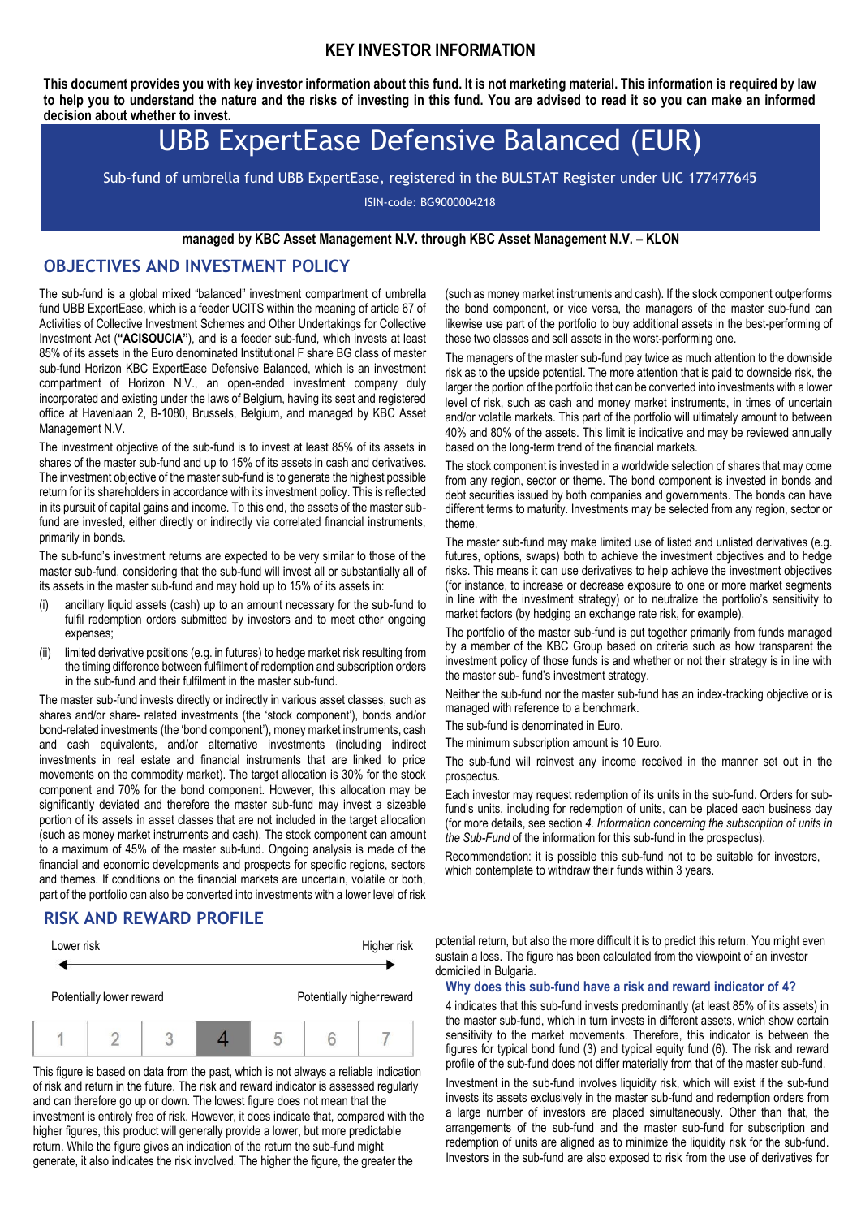# KEY INVESTOR INFORMATION

**This document provides you with key investor information about this fund. It is not marketing material. This information is required by law to help you to understand the nature and the risks of investing in this fund. You are advised to read it so you can make an informed decision about whether to invest.**

# UBB ExpertEase Defensive Balanced (EUR)

Sub-fund of umbrella fund UBB ExpertEase, registered in the BULSTAT Register under UIC 177477645

ISIN-code: BG9000004218

**managed by KBC Asset Management N.V. through KBC Asset Management N.V. – KLON**

## OBJECTIVES AND INVESTMENT POLICY

The sub-fund is a global mixed "balanced" investment compartment of umbrella fund UBB ExpertEase, which is a feeder UCITS within the meaning of article 67 of Activities of Collective Investment Schemes and Other Undertakings for Collective Investment Act (**"ACISOUCIA"**), and is a feeder sub-fund, which invests at least 85% of its assets in the Euro denominated Institutional F share BG class of master sub-fund Horizon KBC ExpertEase Defensive Balanced, which is an investment compartment of Horizon N.V., an open-ended investment company duly incorporated and existing under the laws of Belgium, having its seat and registered office at Havenlaan 2, B-1080, Brussels, Belgium, and managed by KBC Asset Management N.V.

The investment objective of the sub-fund is to invest at least 85% of its assets in shares of the master sub-fund and up to 15% of its assets in cash and derivatives. The investment objective of the master sub-fund is to generate the highest possible return for its shareholders in accordance with its investment policy. This is reflected in its pursuit of capital gains and income. To this end, the assets of the master sub-fund are invested, either directly or indirectly via correlated financial instruments, primarily in bonds.

The sub-fund's investment returns are expected to be very similar to those of the master sub-fund, considering that the sub-fund will invest all or substantially all of its assets in the master sub-fund and may hold up to 15% of its assets in:

(i) ancillary liquid assets (cash) up to an amount necessary for the sub-fund to fulfil redemption orders submitted by investors and to meet other ongoing expenses;

(ii) limited derivative positions (e.g. in futures) to hedge market risk resulting from the timing difference between fulfilment of redemption and subscription orders in the sub-fund and their fulfilment in the master sub-fund.

The master sub-fund invests directly or indirectly in various asset classes, such as shares and/or share- related investments (the 'stock component'), bonds and/or bond-related investments (the 'bond component'), money market instruments, cash and cash equivalents, and/or alternative investments (including indirect investments in real estate and financial instruments that are linked to price movements on the commodity market). The target allocation is 30% for the stock component and 70% for the bond component. However, this allocation may be significantly deviated and therefore the master sub-fund may invest a sizeable portion of its assets in asset classes that are not included in the target allocation (such as money market instruments and cash). The stock component can amount to a maximum of 45% of the master sub-fund. Ongoing analysis is made of the financial and economic developments and prospects for specific regions, sectors and themes. If conditions on the financial markets are uncertain, volatile or both, part of the portfolio can also be converted into investments with a lower level of risk (such as money market instruments and cash). If the stock component outperforms the bond component, or vice versa, the managers of the master sub-fund can likewise use part of the portfolio to buy additional assets in the best-performing of these two classes and sell assets in the worst-performing one.

The managers of the master sub-fund pay twice as much attention to the downside risk as to the upside potential. The more attention that is paid to downside risk, the larger the portion of the portfolio that can be converted into investments with a lower level of risk, such as cash and money market instruments, in times of uncertain and/or volatile markets. This part of the portfolio will ultimately amount to between 40% and 80% of the assets. This limit is indicative and may be reviewed annually based on the long-term trend of the financial markets.

The stock component is invested in a worldwide selection of shares that may come from any region, sector or theme. The bond component is invested in bonds and debt securities issued by both companies and governments. The bonds can have different terms to maturity. Investments may be selected from any region, sector or theme.

The master sub-fund may make limited use of listed and unlisted derivatives (e.g. futures, options, swaps) both to achieve the investment objectives and to hedge risks. This means it can use derivatives to help achieve the investment objectives (for instance, to increase or decrease exposure to one or more market segments in line with the investment strategy) or to neutralize the portfolio's sensitivity to market factors (by hedging an exchange rate risk, for example).

The portfolio of the master sub-fund is put together primarily from funds managed by a member of the KBC Group based on criteria such as how transparent the investment policy of those funds is and whether or not their strategy is in line with the master sub- fund's investment strategy.

Neither the sub-fund nor the master sub-fund has an index-tracking objective or is managed with reference to a benchmark.

The sub-fund is denominated in Euro.

The minimum subscription amount is 10 Euro.

The sub-fund will reinvest any income received in the manner set out in the prospectus.

Each investor may request redemption of its units in the sub-fund. Orders for sub-fund's units, including for redemption of units, can be placed each business day (for more details, see section *4. Information concerning the subscription of units in the Sub-Fund* of the information for this sub-fund in the prospectus).

Recommendation: it is possible this sub-fund not to be suitable for investors, which contemplate to withdraw their funds within 3 years.

## RISK AND REWARD PROFILE

Lower risk — Higher risk

Potentially lower reward — Potentially higher reward

| 1 | 2 | 3 | **4** | 5 | 6 | 7 |
|---|---|---|---|---|---|---|

This figure is based on data from the past, which is not always a reliable indication of risk and return in the future. The risk and reward indicator is assessed regularly and can therefore go up or down. The lowest figure does not mean that the investment is entirely free of risk. However, it does indicate that, compared with the higher figures, this product will generally provide a lower, but more predictable return. While the figure gives an indication of the return the sub-fund might generate, it also indicates the risk involved. The higher the figure, the greater the potential return, but also the more difficult it is to predict this return. You might even sustain a loss. The figure has been calculated from the viewpoint of an investor domiciled in Bulgaria.

### Why does this sub-fund have a risk and reward indicator of 4?

4 indicates that this sub-fund invests predominantly (at least 85% of its assets) in the master sub-fund, which in turn invests in different assets, which show certain sensitivity to the market movements. Therefore, this indicator is between the figures for typical bond fund (3) and typical equity fund (6). The risk and reward profile of the sub-fund does not differ materially from that of the master sub-fund.

Investment in the sub-fund involves liquidity risk, which will exist if the sub-fund invests its assets exclusively in the master sub-fund and redemption orders from a large number of investors are placed simultaneously. Other than that, the arrangements of the sub-fund and the master sub-fund for subscription and redemption of units are aligned as to minimize the liquidity risk for the sub-fund. Investors in the sub-fund are also exposed to risk from the use of derivatives for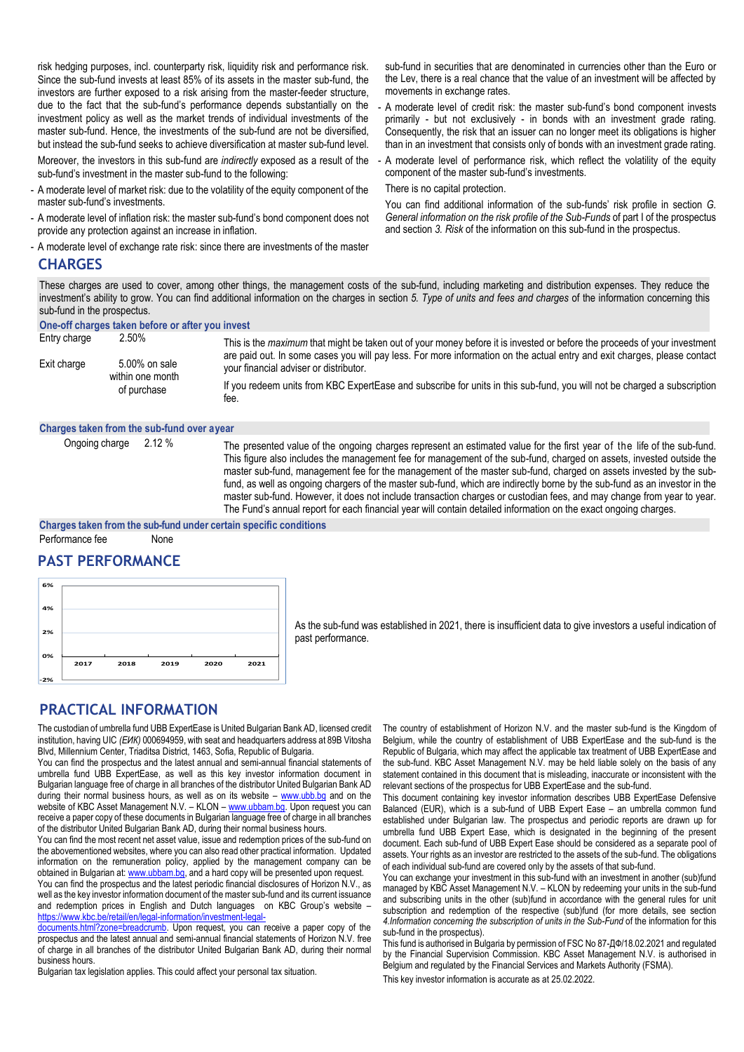risk hedging purposes, incl. counterparty risk, liquidity risk and performance risk. Since the sub-fund invests at least 85% of its assets in the master sub-fund, the investors are further exposed to a risk arising from the master-feeder structure, due to the fact that the sub-fund's performance depends substantially on the investment policy as well as the market trends of individual investments of the master sub-fund. Hence, the investments of the sub-fund are not be diversified, but instead the sub-fund seeks to achieve diversification at master sub-fund level.

Moreover, the investors in this sub-fund are *indirectly* exposed as a result of the sub-fund's investment in the master sub-fund to the following:

- A moderate level of market risk: due to the volatility of the equity component of the master sub-fund's investments.
- A moderate level of inflation risk: the master sub-fund's bond component does not provide any protection against an increase in inflation.
- A moderate level of exchange rate risk: since there are investments of the master sub-fund in securities that are denominated in currencies other than the Euro or the Lev, there is a real chance that the value of an investment will be affected by movements in exchange rates.
- A moderate level of credit risk: the master sub-fund's bond component invests primarily - but not exclusively - in bonds with an investment grade rating. Consequently, the risk that an issuer can no longer meet its obligations is higher than in an investment that consists only of bonds with an investment grade rating.
- A moderate level of performance risk, which reflect the volatility of the equity component of the master sub-fund's investments.

There is no capital protection.

You can find additional information of the sub-funds' risk profile in section *G. General information on the risk profile of the Sub-Funds* of part I of the prospectus and section *3. Risk* of the information on this sub-fund in the prospectus.

## CHARGES

These charges are used to cover, among other things, the management costs of the sub-fund, including marketing and distribution expenses. They reduce the investment's ability to grow. You can find additional information on the charges in section *5. Type of units and fees and charges* of the information concerning this sub-fund in the prospectus.

**One-off charges taken before or after you invest**

| | | |
|---|---|---|
| Entry charge | 2.50% | This is the *maximum* that might be taken out of your money before it is invested or before the proceeds of your investment are paid out. In some cases you will pay less. For more information on the actual entry and exit charges, please contact your financial adviser or distributor. |
| Exit charge | 5.00% on sale within one month of purchase | If you redeem units from KBC ExpertEase and subscribe for units in this sub-fund, you will not be charged a subscription fee. |

**Charges taken from the sub-fund over a year**

| | | |
|---|---|---|
| Ongoing charge | 2.12 % | The presented value of the ongoing charges represent an estimated value for the first year of the life of the sub-fund. This figure also includes the management fee for management of the sub-fund, charged on assets, invested outside the master sub-fund, management fee for the management of the master sub-fund, charged on assets invested by the sub-fund, as well as ongoing chargers of the master sub-fund, which are indirectly borne by the sub-fund as an investor in the master sub-fund. However, it does not include transaction charges or custodian fees, and may change from year to year. The Fund's annual report for each financial year will contain detailed information on the exact ongoing charges. |

**Charges taken from the sub-fund under certain specific conditions**

| | |
|---|---|
| Performance fee | None |

## PAST PERFORMANCE

6%
4%
2%
0%
-2%
2017 2018 2019 2020 2021

As the sub-fund was established in 2021, there is insufficient data to give investors a useful indication of past performance.

## PRACTICAL INFORMATION

The custodian of umbrella fund UBB ExpertEase is United Bulgarian Bank AD, licensed credit institution, having UIC *(ЕИК)* 000694959, with seat and headquarters address at 89B Vitosha Blvd, Millennium Center, Triaditsa District, 1463, Sofia, Republic of Bulgaria.

You can find the prospectus and the latest annual and semi-annual financial statements of umbrella fund UBB ExpertEase, as well as this key investor information document in Bulgarian language free of charge in all branches of the distributor United Bulgarian Bank AD during their normal business hours, as well as on its website – www.ubb.bg and on the website of KBC Asset Management N.V. – KLON – www.ubbam.bg. Upon request you can receive a paper copy of these documents in Bulgarian language free of charge in all branches of the distributor United Bulgarian Bank AD, during their normal business hours.

You can find the most recent net asset value, issue and redemption prices of the sub-fund on the abovementioned websites, where you can also read other practical information. Updated information on the remuneration policy, applied by the management company can be obtained in Bulgarian at: www.ubbam.bg, and a hard copy will be presented upon request.

You can find the prospectus and the latest periodic financial disclosures of Horizon N.V., as well as the key investor information document of the master sub-fund and its current issuance and redemption prices in English and Dutch languages on KBC Group's website – https://www.kbc.be/retail/en/legal-information/investment-legal-documents.html?zone=breadcrumb. Upon request, you can receive a paper copy of the prospectus and the latest annual and semi-annual financial statements of Horizon N.V. free of charge in all branches of the distributor United Bulgarian Bank AD, during their normal business hours.

Bulgarian tax legislation applies. This could affect your personal tax situation.

The country of establishment of Horizon N.V. and the master sub-fund is the Kingdom of Belgium, while the country of establishment of UBB ExpertEase and the sub-fund is the Republic of Bulgaria, which may affect the applicable tax treatment of UBB ExpertEase and the sub-fund. KBC Asset Management N.V. may be held liable solely on the basis of any statement contained in this document that is misleading, inaccurate or inconsistent with the relevant sections of the prospectus for UBB ExpertEase and the sub-fund.

This document containing key investor information describes UBB ExpertEase Defensive Balanced (EUR), which is a sub-fund of UBB Expert Ease – an umbrella common fund established under Bulgarian law. The prospectus and periodic reports are drawn up for umbrella fund UBB Expert Ease, which is designated in the beginning of the present document. Each sub-fund of UBB Expert Ease should be considered as a separate pool of assets. Your rights as an investor are restricted to the assets of the sub-fund. The obligations of each individual sub-fund are covered only by the assets of that sub-fund.

You can exchange your investment in this sub-fund with an investment in another (sub)fund managed by KBC Asset Management N.V. – KLON by redeeming your units in the sub-fund and subscribing units in the other (sub)fund in accordance with the general rules for unit subscription and redemption of the respective (sub)fund (for more details, see section *4.Information concerning the subscription of units in the Sub-Fund* of the information for this sub-fund in the prospectus).

This fund is authorised in Bulgaria by permission of FSC No 87-ДФ/18.02.2021 and regulated by the Financial Supervision Commission. KBC Asset Management N.V. is authorised in Belgium and regulated by the Financial Services and Markets Authority (FSMA).

This key investor information is accurate as at 25.02.2022.